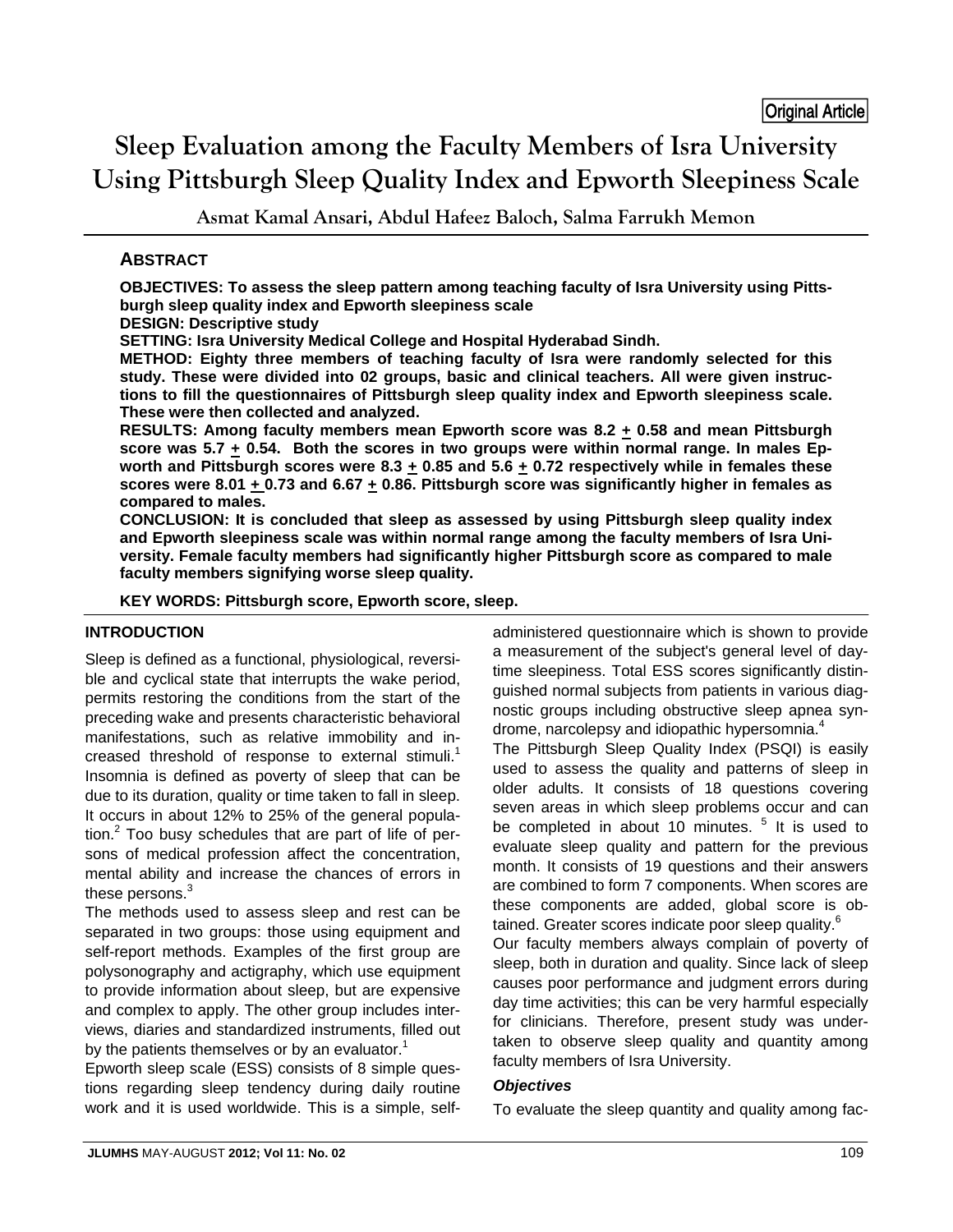Original Article

# Sleep Evaluation among the Faculty Members of Isra University Using Pittsburgh Sleep Quality Index and Epworth Sleepiness Scale

Asmat Kamal Ansari, Abdul Hafeez Baloch, Salma Farrukh Memon

## ABSTRACT

**OBJECTIVES: To assess the sleep pattern among teaching faculty of Isra University using Pittsburgh sleep quality index and Epworth sleepiness scale**

**DESIGN: Descriptive study**

**SETTING: Isra University Medical College and Hospital Hyderabad Sindh.**

**METHOD: Eighty three members of teaching faculty of Isra were randomly selected for this study. These were divided into 02 groups, basic and clinical teachers. All were given instructions to fill the questionnaires of Pittsburgh sleep quality index and Epworth sleepiness scale. These were then collected and analyzed.**

**RESULTS: Among faculty members mean Epworth score was 8.2 ± 0.58 and mean Pittsburgh score was 5.7 ± 0.54. Both the scores in two groups were within normal range. In males Epworth and Pittsburgh scores were 8.3 ± 0.85 and 5.6 ± 0.72 respectively while in females these scores were 8.01 ± 0.73 and 6.67 ± 0.86. Pittsburgh score was significantly higher in females as compared to males.**

**CONCLUSION: It is concluded that sleep as assessed by using Pittsburgh sleep quality index and Epworth sleepiness scale was within normal range among the faculty members of Isra University. Female faculty members had significantly higher Pittsburgh score as compared to male faculty members signifying worse sleep quality.**

**KEY WORDS: Pittsburgh score, Epworth score, sleep.**

## INTRODUCTION

Sleep is defined as a functional, physiological, reversible and cyclical state that interrupts the wake period, permits restoring the conditions from the start of the preceding wake and presents characteristic behavioral manifestations, such as relative immobility and increased threshold of response to external stimuli.[1] Insomnia is defined as poverty of sleep that can be due to its duration, quality or time taken to fall in sleep. It occurs in about 12% to 25% of the general population.[2] Too busy schedules that are part of life of persons of medical profession affect the concentration, mental ability and increase the chances of errors in these persons.[3]

The methods used to assess sleep and rest can be separated in two groups: those using equipment and self-report methods. Examples of the first group are polysonography and actigraphy, which use equipment to provide information about sleep, but are expensive and complex to apply. The other group includes interviews, diaries and standardized instruments, filled out by the patients themselves or by an evaluator.[1]

Epworth sleep scale (ESS) consists of 8 simple questions regarding sleep tendency during daily routine work and it is used worldwide. This is a simple, self-administered questionnaire which is shown to provide a measurement of the subject's general level of daytime sleepiness. Total ESS scores significantly distinguished normal subjects from patients in various diagnostic groups including obstructive sleep apnea syndrome, narcolepsy and idiopathic hypersomnia.[4]

The Pittsburgh Sleep Quality Index (PSQI) is easily used to assess the quality and patterns of sleep in older adults. It consists of 18 questions covering seven areas in which sleep problems occur and can be completed in about 10 minutes. [5] It is used to evaluate sleep quality and pattern for the previous month. It consists of 19 questions and their answers are combined to form 7 components. When scores are these components are added, global score is obtained. Greater scores indicate poor sleep quality.[6]

Our faculty members always complain of poverty of sleep, both in duration and quality. Since lack of sleep causes poor performance and judgment errors during day time activities; this can be very harmful especially for clinicians. Therefore, present study was undertaken to observe sleep quality and quantity among faculty members of Isra University.

### *Objectives*

To evaluate the sleep quantity and quality among fac-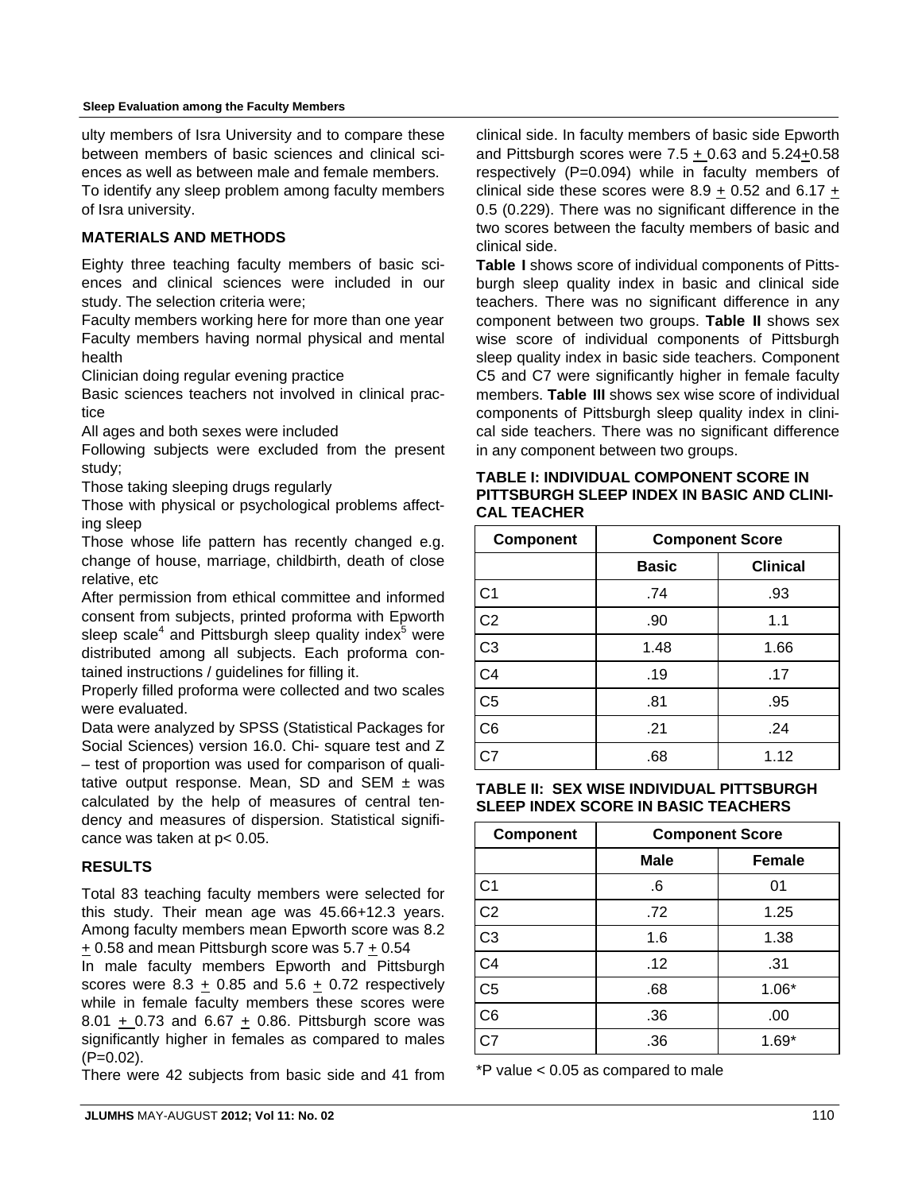ulty members of Isra University and to compare these between members of basic sciences and clinical sciences as well as between male and female members.

To identify any sleep problem among faculty members of Isra university.

## MATERIALS AND METHODS

Eighty three teaching faculty members of basic sciences and clinical sciences were included in our study. The selection criteria were;

Faculty members working here for more than one year

Faculty members having normal physical and mental health

Clinician doing regular evening practice

Basic sciences teachers not involved in clinical practice

All ages and both sexes were included

Following subjects were excluded from the present study;

Those taking sleeping drugs regularly

Those with physical or psychological problems affecting sleep

Those whose life pattern has recently changed e.g. change of house, marriage, childbirth, death of close relative, etc

After permission from ethical committee and informed consent from subjects, printed proforma with Epworth sleep scale[4] and Pittsburgh sleep quality index[5] were distributed among all subjects. Each proforma contained instructions / guidelines for filling it.

Properly filled proforma were collected and two scales were evaluated.

Data were analyzed by SPSS (Statistical Packages for Social Sciences) version 16.0. Chi- square test and Z – test of proportion was used for comparison of qualitative output response. Mean, SD and SEM ± was calculated by the help of measures of central tendency and measures of dispersion. Statistical significance was taken at $p < 0.05$.

## RESULTS

Total 83 teaching faculty members were selected for this study. Their mean age was 45.66+12.3 years. Among faculty members mean Epworth score was 8.2 ± 0.58 and mean Pittsburgh score was 5.7 ± 0.54

In male faculty members Epworth and Pittsburgh scores were 8.3 ± 0.85 and 5.6 ± 0.72 respectively while in female faculty members these scores were 8.01 ± 0.73 and 6.67 ± 0.86. Pittsburgh score was significantly higher in females as compared to males (P=0.02).

There were 42 subjects from basic side and 41 from clinical side. In faculty members of basic side Epworth and Pittsburgh scores were 7.5 ± 0.63 and 5.24±0.58 respectively (P=0.094) while in faculty members of clinical side these scores were 8.9 ± 0.52 and 6.17 ± 0.5 (0.229). There was no significant difference in the two scores between the faculty members of basic and clinical side.

**Table I** shows score of individual components of Pittsburgh sleep quality index in basic and clinical side teachers. There was no significant difference in any component between two groups. **Table II** shows sex wise score of individual components of Pittsburgh sleep quality index in basic side teachers. Component C5 and C7 were significantly higher in female faculty members. **Table III** shows sex wise score of individual components of Pittsburgh sleep quality index in clinical side teachers. There was no significant difference in any component between two groups.

**TABLE I: INDIVIDUAL COMPONENT SCORE IN PITTSBURGH SLEEP INDEX IN BASIC AND CLINICAL TEACHER**

| Component | Component Score | |
|---|---|---|
| | Basic | Clinical |
| C1 | .74 | .93 |
| C2 | .90 | 1.1 |
| C3 | 1.48 | 1.66 |
| C4 | .19 | .17 |
| C5 | .81 | .95 |
| C6 | .21 | .24 |
| C7 | .68 | 1.12 |

**TABLE II: SEX WISE INDIVIDUAL PITTSBURGH SLEEP INDEX SCORE IN BASIC TEACHERS**

| Component | Component Score | |
|---|---|---|
| | Male | Female |
| C1 | .6 | 01 |
| C2 | .72 | 1.25 |
| C3 | 1.6 | 1.38 |
| C4 | .12 | .31 |
| C5 | .68 | 1.06* |
| C6 | .36 | .00 |
| C7 | .36 | 1.69* |

*P value < 0.05 as compared to male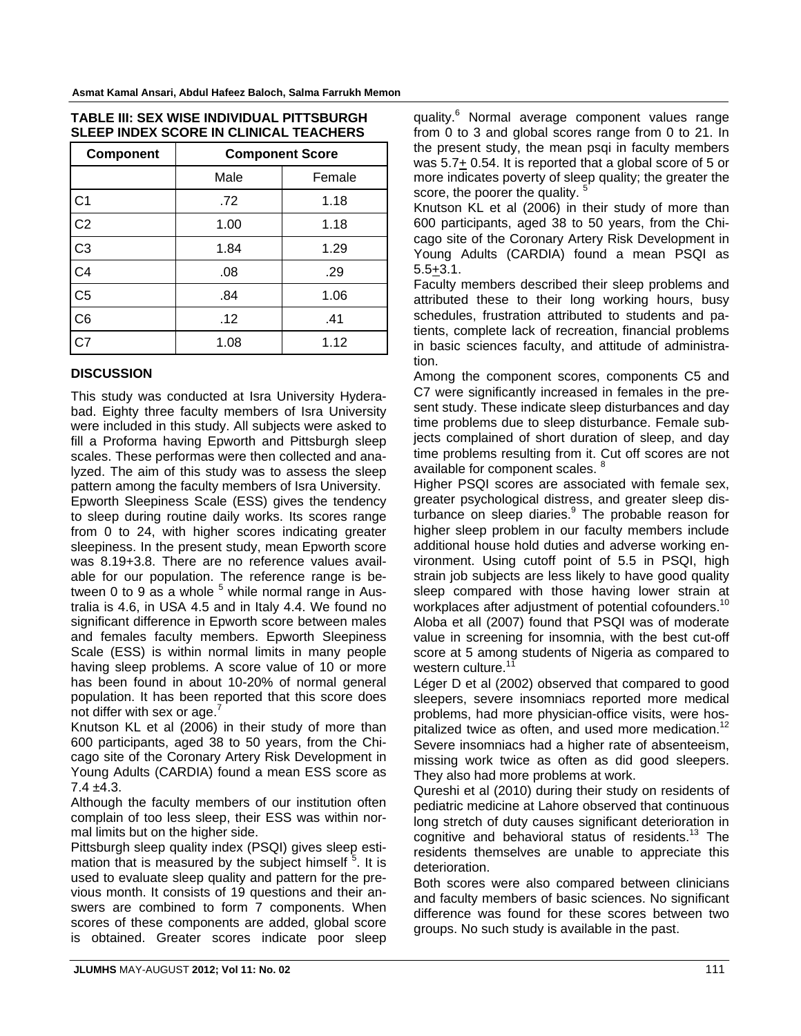**TABLE III: SEX WISE INDIVIDUAL PITTSBURGH SLEEP INDEX SCORE IN CLINICAL TEACHERS**

| Component | Component Score | |
|---|---|---|
| | Male | Female |
| C1 | .72 | 1.18 |
| C2 | 1.00 | 1.18 |
| C3 | 1.84 | 1.29 |
| C4 | .08 | .29 |
| C5 | .84 | 1.06 |
| C6 | .12 | .41 |
| C7 | 1.08 | 1.12 |

## DISCUSSION

This study was conducted at Isra University Hyderabad. Eighty three faculty members of Isra University were included in this study. All subjects were asked to fill a Proforma having Epworth and Pittsburgh sleep scales. These performas were then collected and analyzed. The aim of this study was to assess the sleep pattern among the faculty members of Isra University.

Epworth Sleepiness Scale (ESS) gives the tendency to sleep during routine daily works. Its scores range from 0 to 24, with higher scores indicating greater sleepiness. In the present study, mean Epworth score was 8.19+3.8. There are no reference values available for our population. The reference range is between 0 to 9 as a whole [5] while normal range in Australia is 4.6, in USA 4.5 and in Italy 4.4. We found no significant difference in Epworth score between males and females faculty members. Epworth Sleepiness Scale (ESS) is within normal limits in many people having sleep problems. A score value of 10 or more has been found in about 10-20% of normal general population. It has been reported that this score does not differ with sex or age.[7]

Knutson KL et al (2006) in their study of more than 600 participants, aged 38 to 50 years, from the Chicago site of the Coronary Artery Risk Development in Young Adults (CARDIA) found a mean ESS score as 7.4 ±4.3.

Although the faculty members of our institution often complain of too less sleep, their ESS was within normal limits but on the higher side.

Pittsburgh sleep quality index (PSQI) gives sleep estimation that is measured by the subject himself [5]. It is used to evaluate sleep quality and pattern for the previous month. It consists of 19 questions and their answers are combined to form 7 components. When scores of these components are added, global score is obtained. Greater scores indicate poor sleep quality.[6] Normal average component values range from 0 to 3 and global scores range from 0 to 21. In the present study, the mean psqi in faculty members was 5.7± 0.54. It is reported that a global score of 5 or more indicates poverty of sleep quality; the greater the score, the poorer the quality. [5]

Knutson KL et al (2006) in their study of more than 600 participants, aged 38 to 50 years, from the Chicago site of the Coronary Artery Risk Development in Young Adults (CARDIA) found a mean PSQI as 5.5±3.1.

Faculty members described their sleep problems and attributed these to their long working hours, busy schedules, frustration attributed to students and patients, complete lack of recreation, financial problems in basic sciences faculty, and attitude of administration.

Among the component scores, components C5 and C7 were significantly increased in females in the present study. These indicate sleep disturbances and day time problems due to sleep disturbance. Female subjects complained of short duration of sleep, and day time problems resulting from it. Cut off scores are not available for component scales. [8]

Higher PSQI scores are associated with female sex, greater psychological distress, and greater sleep disturbance on sleep diaries.[9] The probable reason for higher sleep problem in our faculty members include additional house hold duties and adverse working environment. Using cutoff point of 5.5 in PSQI, high strain job subjects are less likely to have good quality sleep compared with those having lower strain at workplaces after adjustment of potential cofounders.[10] Aloba et all (2007) found that PSQI was of moderate value in screening for insomnia, with the best cut-off score at 5 among students of Nigeria as compared to western culture.[11]

Léger D et al (2002) observed that compared to good sleepers, severe insomniacs reported more medical problems, had more physician-office visits, were hospitalized twice as often, and used more medication.[12] Severe insomniacs had a higher rate of absenteeism, missing work twice as often as did good sleepers. They also had more problems at work.

Qureshi et al (2010) during their study on residents of pediatric medicine at Lahore observed that continuous long stretch of duty causes significant deterioration in cognitive and behavioral status of residents.[13] The residents themselves are unable to appreciate this deterioration.

Both scores were also compared between clinicians and faculty members of basic sciences. No significant difference was found for these scores between two groups. No such study is available in the past.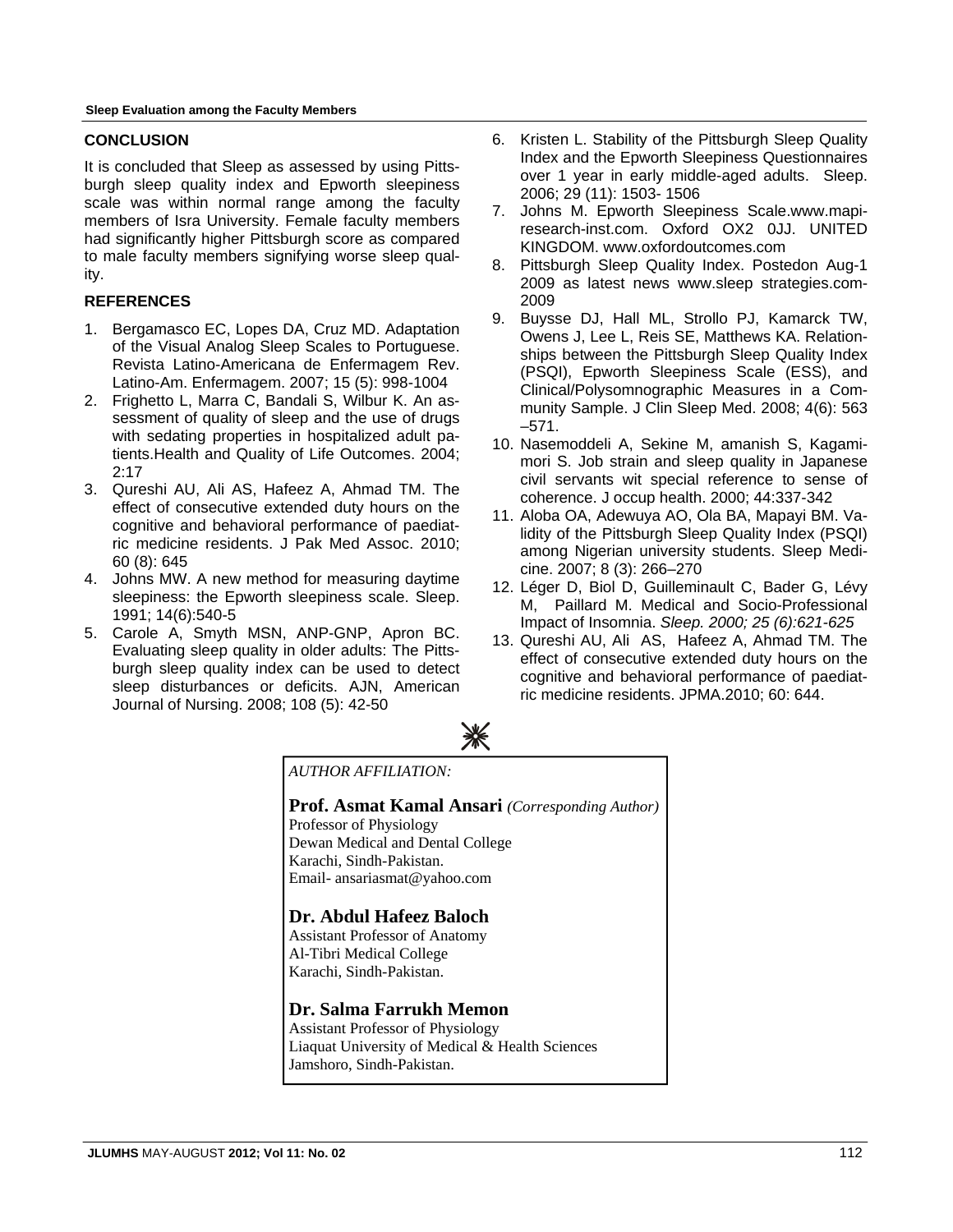## CONCLUSION

It is concluded that Sleep as assessed by using Pittsburgh sleep quality index and Epworth sleepiness scale was within normal range among the faculty members of Isra University. Female faculty members had significantly higher Pittsburgh score as compared to male faculty members signifying worse sleep quality.

## REFERENCES

1. Bergamasco EC, Lopes DA, Cruz MD. Adaptation of the Visual Analog Sleep Scales to Portuguese. Revista Latino-Americana de Enfermagem Rev. Latino-Am. Enfermagem. 2007; 15 (5): 998-1004
2. Frighetto L, Marra C, Bandali S, Wilbur K. An assessment of quality of sleep and the use of drugs with sedating properties in hospitalized adult patients.Health and Quality of Life Outcomes. 2004; 2:17
3. Qureshi AU, Ali AS, Hafeez A, Ahmad TM. The effect of consecutive extended duty hours on the cognitive and behavioral performance of paediatric medicine residents. J Pak Med Assoc. 2010; 60 (8): 645
4. Johns MW. A new method for measuring daytime sleepiness: the Epworth sleepiness scale. Sleep. 1991; 14(6):540-5
5. Carole A, Smyth MSN, ANP-GNP, Apron BC. Evaluating sleep quality in older adults: The Pittsburgh sleep quality index can be used to detect sleep disturbances or deficits. AJN, American Journal of Nursing. 2008; 108 (5): 42-50
6. Kristen L. Stability of the Pittsburgh Sleep Quality Index and the Epworth Sleepiness Questionnaires over 1 year in early middle-aged adults. Sleep. 2006; 29 (11): 1503- 1506
7. Johns M. Epworth Sleepiness Scale.www.mapi-research-inst.com. Oxford OX2 0JJ. UNITED KINGDOM. www.oxfordoutcomes.com
8. Pittsburgh Sleep Quality Index. Postedon Aug-1 2009 as latest news www.sleep strategies.com-2009
9. Buysse DJ, Hall ML, Strollo PJ, Kamarck TW, Owens J, Lee L, Reis SE, Matthews KA. Relationships between the Pittsburgh Sleep Quality Index (PSQI), Epworth Sleepiness Scale (ESS), and Clinical/Polysomnographic Measures in a Community Sample. J Clin Sleep Med. 2008; 4(6): 563–571.
10. Nasemoddeli A, Sekine M, amanish S, Kagamimori S. Job strain and sleep quality in Japanese civil servants wit special reference to sense of coherence. J occup health. 2000; 44:337-342
11. Aloba OA, Adewuya AO, Ola BA, Mapayi BM. Validity of the Pittsburgh Sleep Quality Index (PSQI) among Nigerian university students. Sleep Medicine. 2007; 8 (3): 266–270
12. Léger D, Biol D, Guilleminault C, Bader G, Lévy M, Paillard M. Medical and Socio-Professional Impact of Insomnia. *Sleep. 2000; 25 (6):621-625*
13. Qureshi AU, Ali AS, Hafeez A, Ahmad TM. The effect of consecutive extended duty hours on the cognitive and behavioral performance of paediatric medicine residents. JPMA.2010; 60: 644.

*AUTHOR AFFILIATION:*

**Prof. Asmat Kamal Ansari** *(Corresponding Author)*
Professor of Physiology
Dewan Medical and Dental College
Karachi, Sindh-Pakistan.
Email- ansariasmat@yahoo.com

**Dr. Abdul Hafeez Baloch**
Assistant Professor of Anatomy
Al-Tibri Medical College
Karachi, Sindh-Pakistan.

**Dr. Salma Farrukh Memon**
Assistant Professor of Physiology
Liaquat University of Medical & Health Sciences
Jamshoro, Sindh-Pakistan.